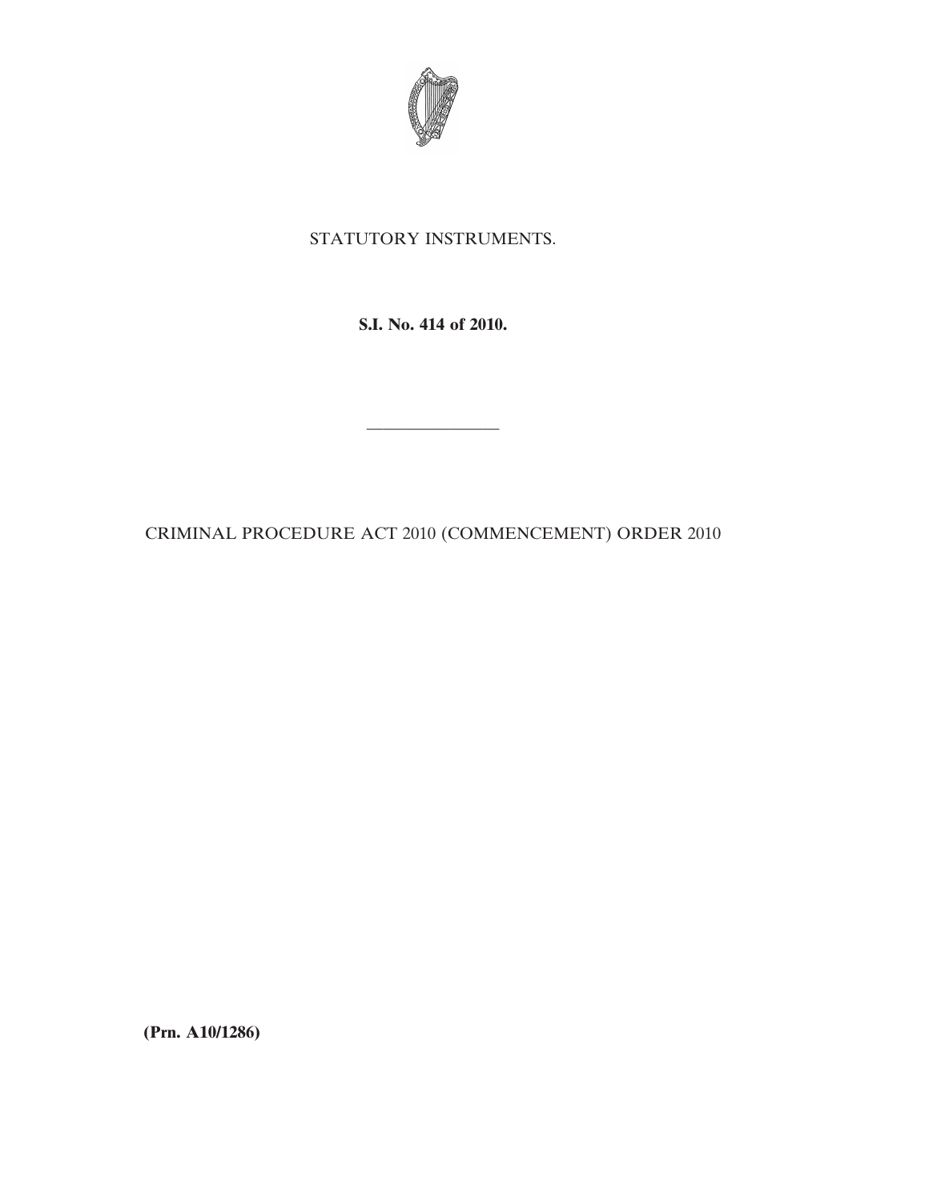STATUTORY INSTRUMENTS.

**S.I. No. 414 of 2010.**

---

CRIMINAL PROCEDURE ACT 2010 (COMMENCEMENT) ORDER 2010

**(Prn. A10/1286)**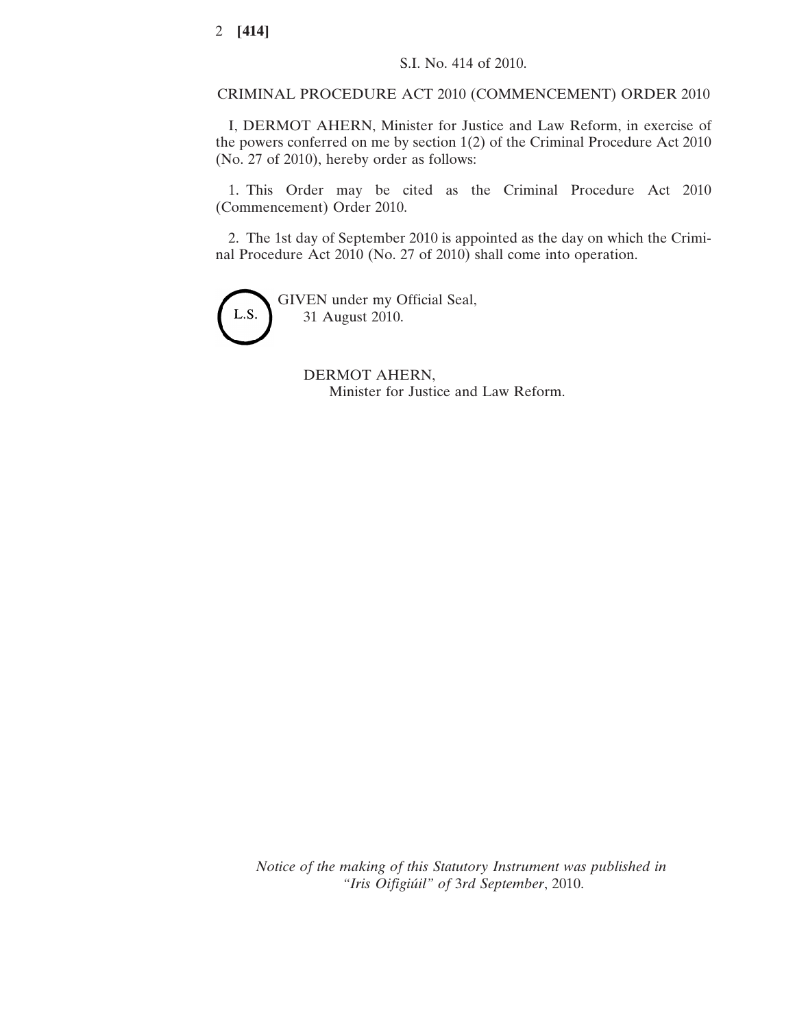S.I. No. 414 of 2010.

CRIMINAL PROCEDURE ACT 2010 (COMMENCEMENT) ORDER 2010

I, DERMOT AHERN, Minister for Justice and Law Reform, in exercise of the powers conferred on me by section 1(2) of the Criminal Procedure Act 2010 (No. 27 of 2010), hereby order as follows:

1. This Order may be cited as the Criminal Procedure Act 2010 (Commencement) Order 2010.

2. The 1st day of September 2010 is appointed as the day on which the Criminal Procedure Act 2010 (No. 27 of 2010) shall come into operation.

L.S.

GIVEN under my Official Seal,
31 August 2010.

DERMOT AHERN,
Minister for Justice and Law Reform.

*Notice of the making of this Statutory Instrument was published in "Iris Oifigiúil" of* 3*rd September*, 2010.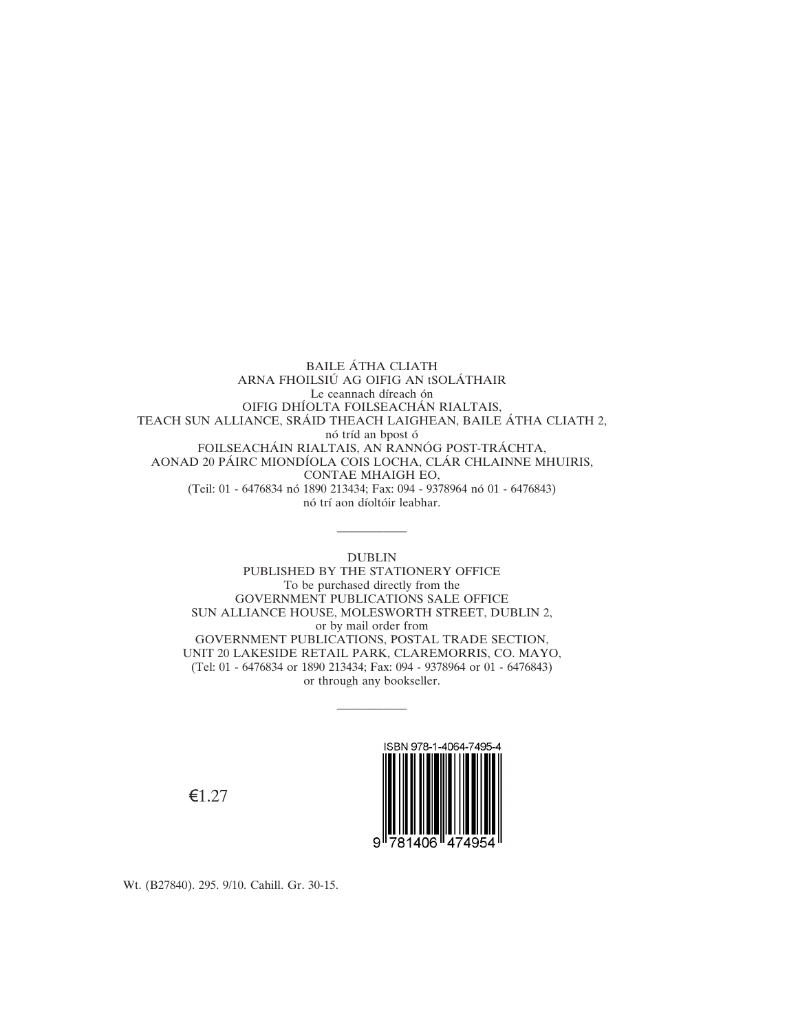BAILE ÁTHA CLIATH
ARNA FHOILSIÚ AG OIFIG AN tSOLÁTHAIR
Le ceannach díreach ón
OIFIG DHÍOLTA FOILSEACHÁN RIALTAIS,
TEACH SUN ALLIANCE, SRÁID THEACH LAIGHEAN, BAILE ÁTHA CLIATH 2,
nó tríd an bpost ó
FOILSEACHÁIN RIALTAIS, AN RANNÓG POST-TRÁCHTA,
AONAD 20 PÁIRC MIONDÍOLA COIS LOCHA, CLÁR CHLAINNE MHUIRIS,
CONTAE MHAIGH EO,
(Teil: 01 - 6476834 nó 1890 213434; Fax: 094 - 9378964 nó 01 - 6476843)
nó trí aon díoltóir leabhar.

---

DUBLIN
PUBLISHED BY THE STATIONERY OFFICE
To be purchased directly from the
GOVERNMENT PUBLICATIONS SALE OFFICE
SUN ALLIANCE HOUSE, MOLESWORTH STREET, DUBLIN 2,
or by mail order from
GOVERNMENT PUBLICATIONS, POSTAL TRADE SECTION,
UNIT 20 LAKESIDE RETAIL PARK, CLAREMORRIS, CO. MAYO,
(Tel: 01 - 6476834 or 1890 213434; Fax: 094 - 9378964 or 01 - 6476843)
or through any bookseller.

---

€1.27

ISBN 978-1-4064-7495-4

9 781406 474954

Wt. (B27840). 295. 9/10. Cahill. Gr. 30-15.